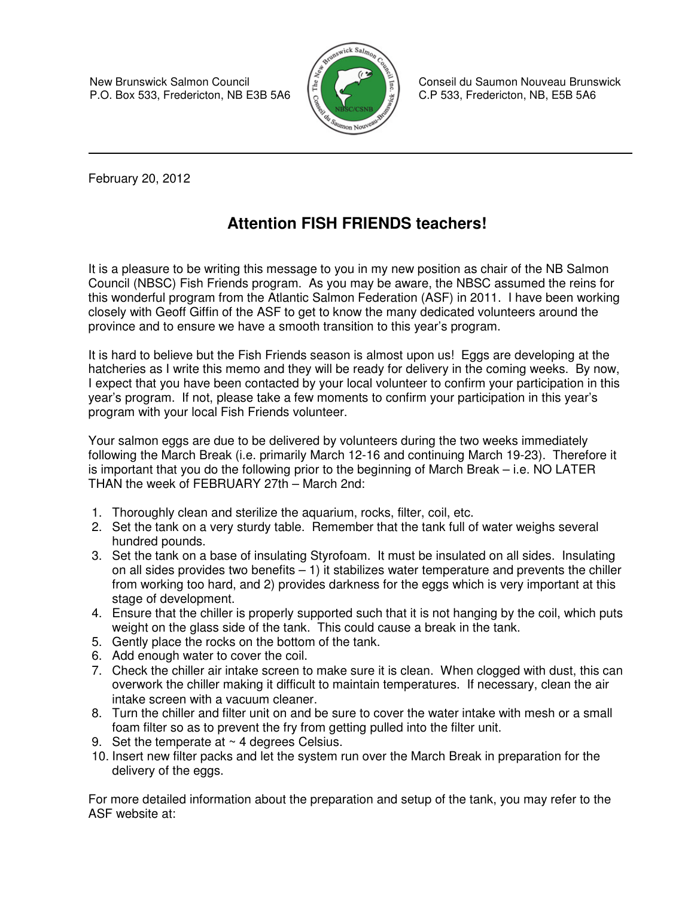New Brunswick Salmon Council
P.O. Box 533, Fredericton, NB E3B 5A6

Conseil du Saumon Nouveau Brunswick
C.P 533, Fredericton, NB, E5B 5A6

---

February 20, 2012

## Attention FISH FRIENDS teachers!

It is a pleasure to be writing this message to you in my new position as chair of the NB Salmon Council (NBSC) Fish Friends program. As you may be aware, the NBSC assumed the reins for this wonderful program from the Atlantic Salmon Federation (ASF) in 2011. I have been working closely with Geoff Giffin of the ASF to get to know the many dedicated volunteers around the province and to ensure we have a smooth transition to this year's program.

It is hard to believe but the Fish Friends season is almost upon us! Eggs are developing at the hatcheries as I write this memo and they will be ready for delivery in the coming weeks. By now, I expect that you have been contacted by your local volunteer to confirm your participation in this year's program. If not, please take a few moments to confirm your participation in this year's program with your local Fish Friends volunteer.

Your salmon eggs are due to be delivered by volunteers during the two weeks immediately following the March Break (i.e. primarily March 12-16 and continuing March 19-23). Therefore it is important that you do the following prior to the beginning of March Break – i.e. NO LATER THAN the week of FEBRUARY 27th – March 2nd:

1. Thoroughly clean and sterilize the aquarium, rocks, filter, coil, etc.
2. Set the tank on a very sturdy table. Remember that the tank full of water weighs several hundred pounds.
3. Set the tank on a base of insulating Styrofoam. It must be insulated on all sides. Insulating on all sides provides two benefits – 1) it stabilizes water temperature and prevents the chiller from working too hard, and 2) provides darkness for the eggs which is very important at this stage of development.
4. Ensure that the chiller is properly supported such that it is not hanging by the coil, which puts weight on the glass side of the tank. This could cause a break in the tank.
5. Gently place the rocks on the bottom of the tank.
6. Add enough water to cover the coil.
7. Check the chiller air intake screen to make sure it is clean. When clogged with dust, this can overwork the chiller making it difficult to maintain temperatures. If necessary, clean the air intake screen with a vacuum cleaner.
8. Turn the chiller and filter unit on and be sure to cover the water intake with mesh or a small foam filter so as to prevent the fry from getting pulled into the filter unit.
9. Set the temperate at ~ 4 degrees Celsius.
10. Insert new filter packs and let the system run over the March Break in preparation for the delivery of the eggs.

For more detailed information about the preparation and setup of the tank, you may refer to the ASF website at: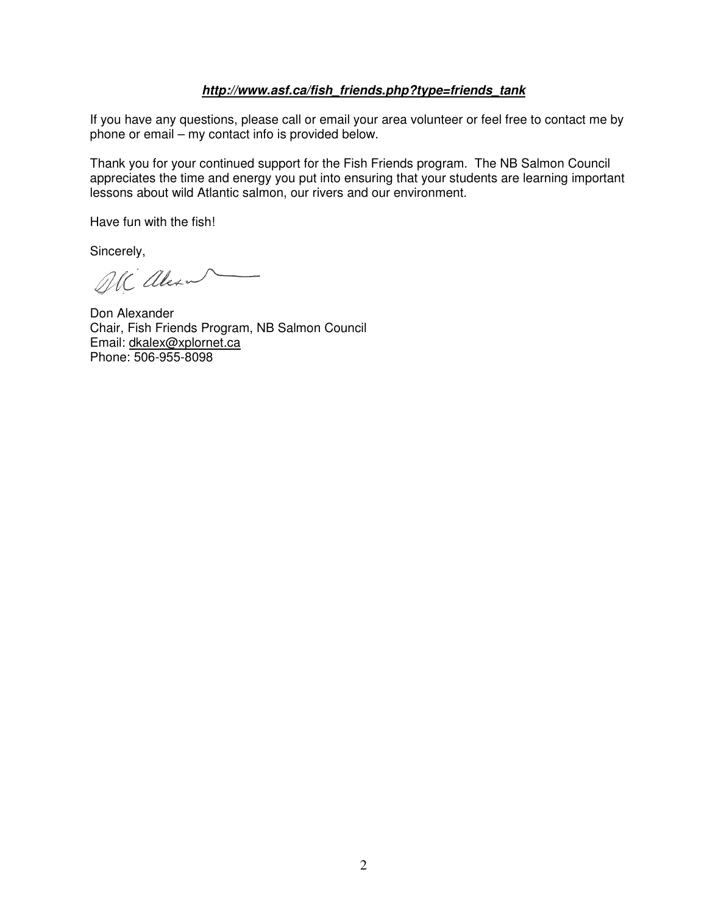***http://www.asf.ca/fish_friends.php?type=friends_tank***

If you have any questions, please call or email your area volunteer or feel free to contact me by phone or email – my contact info is provided below.

Thank you for your continued support for the Fish Friends program. The NB Salmon Council appreciates the time and energy you put into ensuring that your students are learning important lessons about wild Atlantic salmon, our rivers and our environment.

Have fun with the fish!

Sincerely,

Don Alexander
Chair, Fish Friends Program, NB Salmon Council
Email: dkalex@xplornet.ca
Phone: 506-955-8098